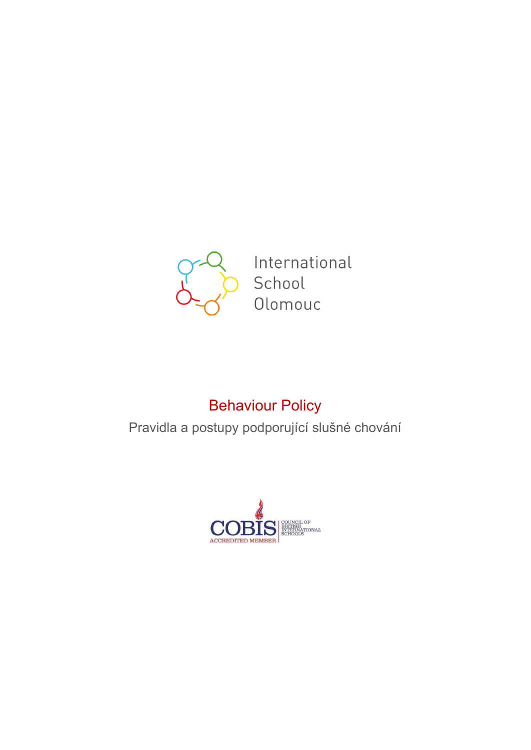International School Olomouc

# Behaviour Policy

Pravidla a postupy podporující slušné chování

COBIS ACCREDITED MEMBER | COUNCIL OF BRITISH INTERNATIONAL SCHOOLS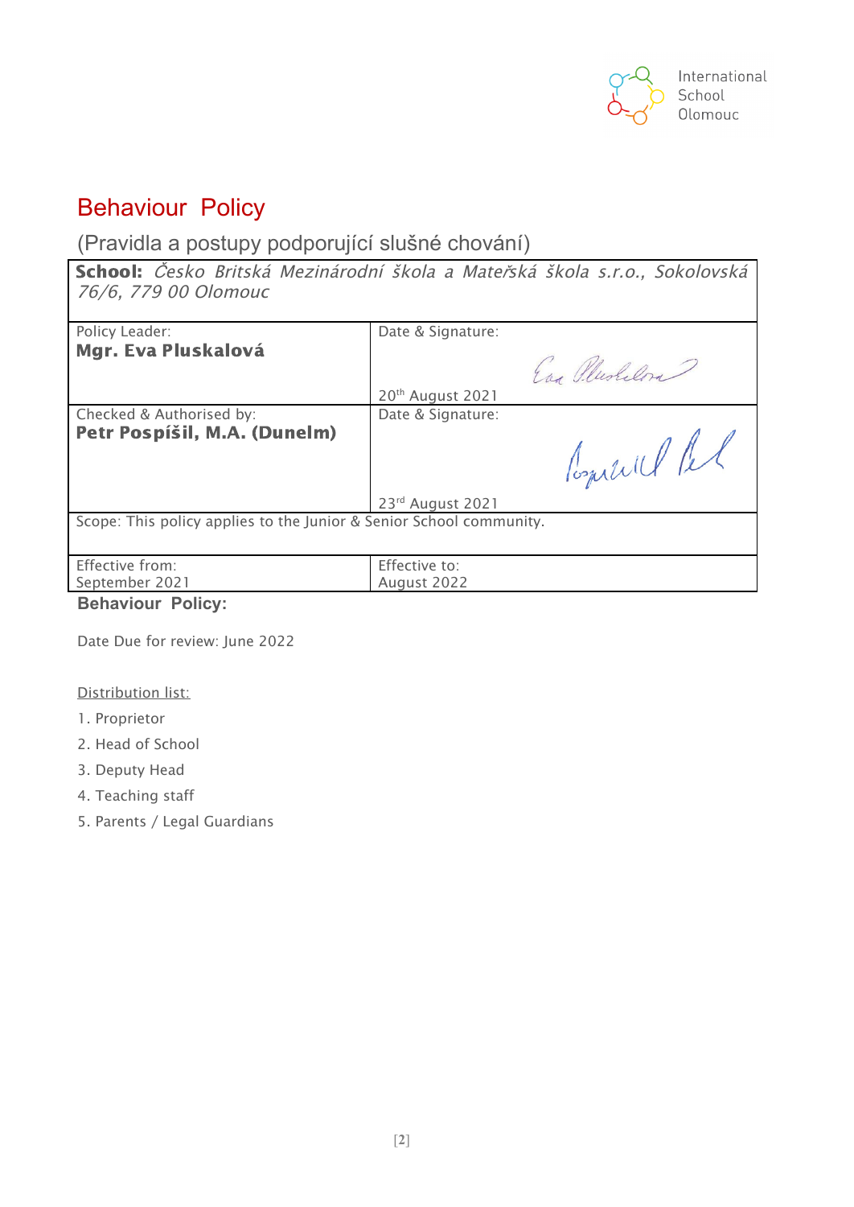# Behaviour Policy

## (Pravidla a postupy podporující slušné chování)

| **School:** *Česko Britská Mezinárodní škola a Mateřská škola s.r.o., Sokolovská 76/6, 779 00 Olomouc* | |
|---|---|
| Policy Leader: **Mgr. Eva Pluskalová** | Date & Signature: 20th August 2021 |
| Checked & Authorised by: **Petr Pospíšil, M.A. (Dunelm)** | Date & Signature: 23rd August 2021 |
| Scope: This policy applies to the Junior & Senior School community. | |
| Effective from: September 2021 | Effective to: August 2022 |

**Behaviour Policy:**

Date Due for review: June 2022

Distribution list:

1. Proprietor
2. Head of School
3. Deputy Head
4. Teaching staff
5. Parents / Legal Guardians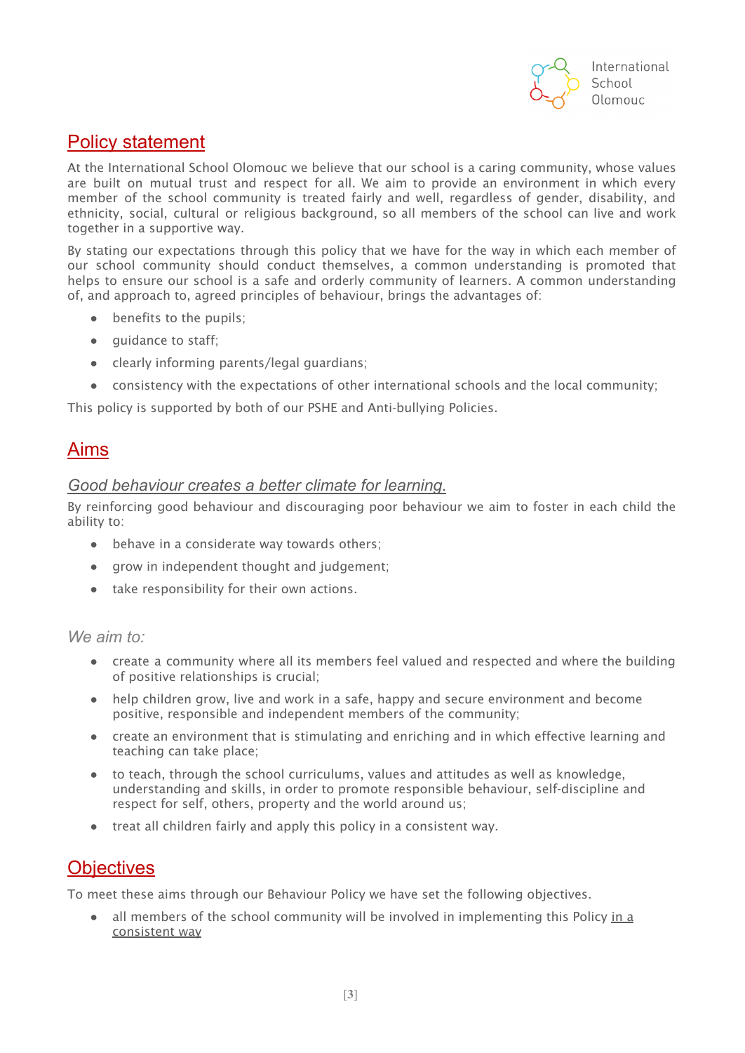## Policy statement

At the International School Olomouc we believe that our school is a caring community, whose values are built on mutual trust and respect for all. We aim to provide an environment in which every member of the school community is treated fairly and well, regardless of gender, disability, and ethnicity, social, cultural or religious background, so all members of the school can live and work together in a supportive way.

By stating our expectations through this policy that we have for the way in which each member of our school community should conduct themselves, a common understanding is promoted that helps to ensure our school is a safe and orderly community of learners. A common understanding of, and approach to, agreed principles of behaviour, brings the advantages of:

- benefits to the pupils;
- guidance to staff;
- clearly informing parents/legal guardians;
- consistency with the expectations of other international schools and the local community;

This policy is supported by both of our PSHE and Anti-bullying Policies.

## Aims

### *Good behaviour creates a better climate for learning.*

By reinforcing good behaviour and discouraging poor behaviour we aim to foster in each child the ability to:

- behave in a considerate way towards others;
- grow in independent thought and judgement;
- take responsibility for their own actions.

*We aim to:*

- create a community where all its members feel valued and respected and where the building of positive relationships is crucial;
- help children grow, live and work in a safe, happy and secure environment and become positive, responsible and independent members of the community;
- create an environment that is stimulating and enriching and in which effective learning and teaching can take place;
- to teach, through the school curriculums, values and attitudes as well as knowledge, understanding and skills, in order to promote responsible behaviour, self-discipline and respect for self, others, property and the world around us;
- treat all children fairly and apply this policy in a consistent way.

## Objectives

To meet these aims through our Behaviour Policy we have set the following objectives.

- all members of the school community will be involved in implementing this Policy <u>in a consistent way</u>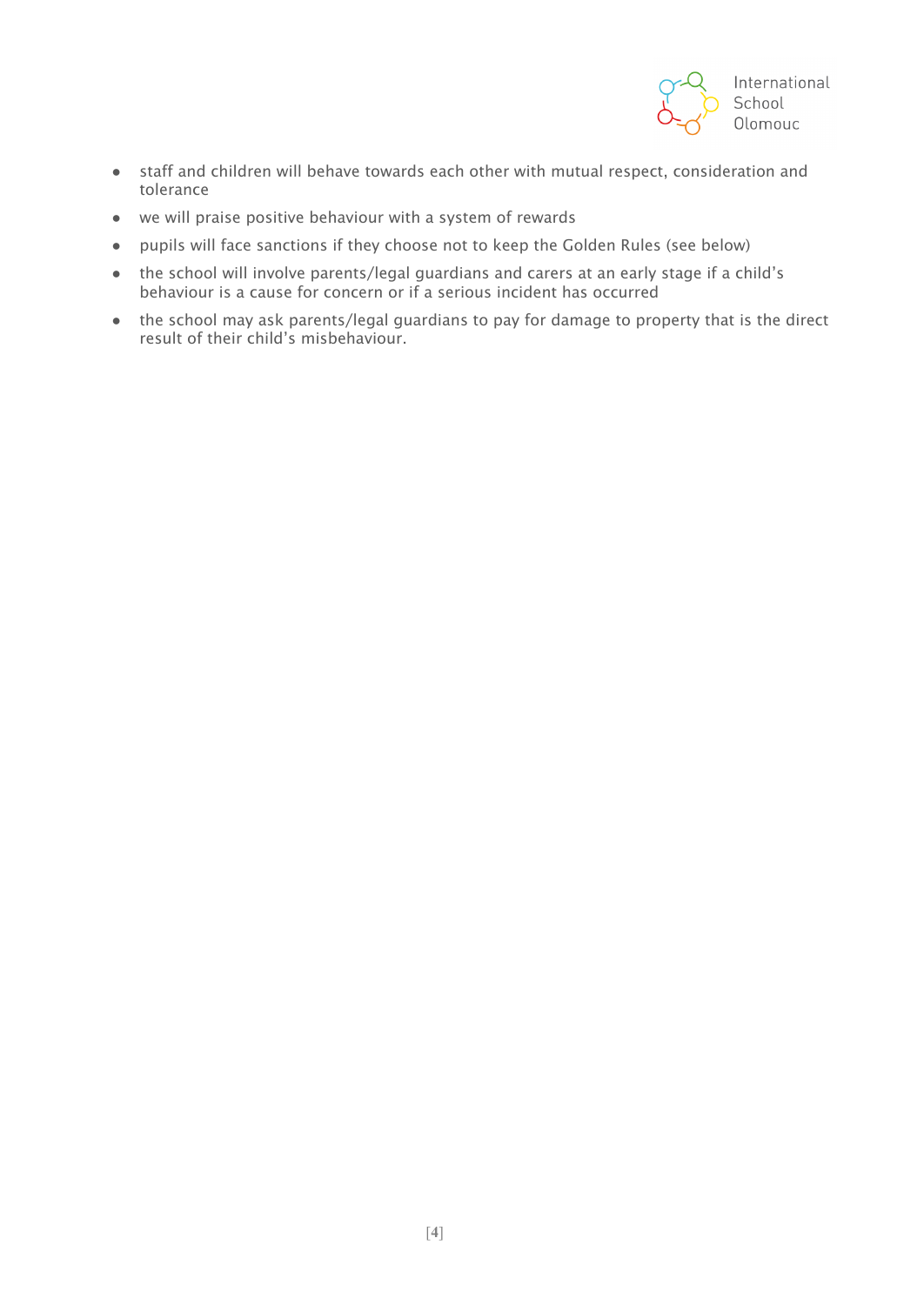- staff and children will behave towards each other with mutual respect, consideration and tolerance
- we will praise positive behaviour with a system of rewards
- pupils will face sanctions if they choose not to keep the Golden Rules (see below)
- the school will involve parents/legal guardians and carers at an early stage if a child's behaviour is a cause for concern or if a serious incident has occurred
- the school may ask parents/legal guardians to pay for damage to property that is the direct result of their child's misbehaviour.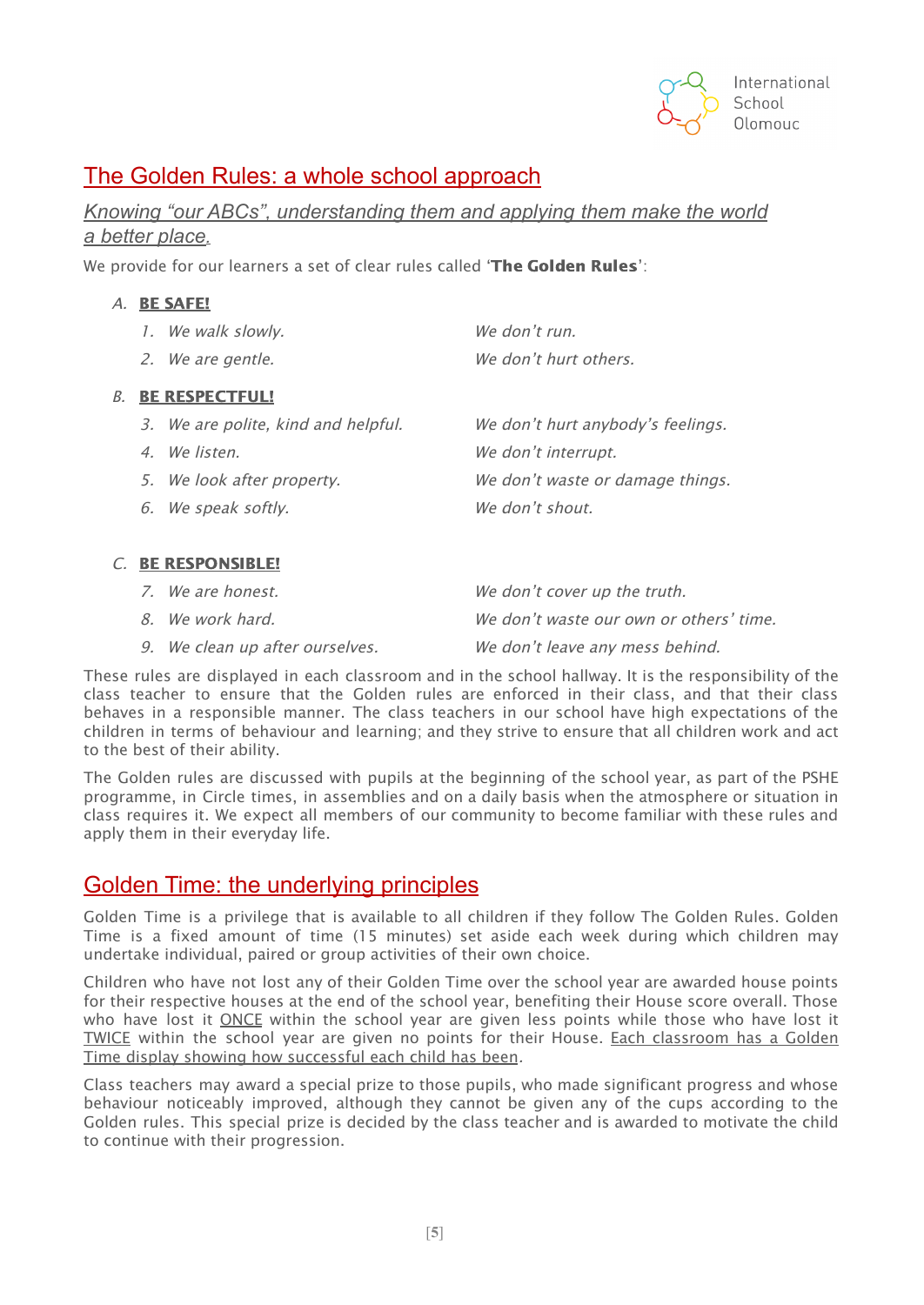## The Golden Rules: a whole school approach

### *Knowing "our ABCs", understanding them and applying them make the world a better place.*

We provide for our learners a set of clear rules called '**The Golden Rules**':

A. **BE SAFE!**

| | |
|---|---|
| *1. We walk slowly.* | *We don't run.* |
| *2. We are gentle.* | *We don't hurt others.* |

B. **BE RESPECTFUL!**

| | |
|---|---|
| *3. We are polite, kind and helpful.* | *We don't hurt anybody's feelings.* |
| *4. We listen.* | *We don't interrupt.* |
| *5. We look after property.* | *We don't waste or damage things.* |
| *6. We speak softly.* | *We don't shout.* |

C. **BE RESPONSIBLE!**

| | |
|---|---|
| *7. We are honest.* | *We don't cover up the truth.* |
| *8. We work hard.* | *We don't waste our own or others' time.* |
| *9. We clean up after ourselves.* | *We don't leave any mess behind.* |

These rules are displayed in each classroom and in the school hallway. It is the responsibility of the class teacher to ensure that the Golden rules are enforced in their class, and that their class behaves in a responsible manner. The class teachers in our school have high expectations of the children in terms of behaviour and learning; and they strive to ensure that all children work and act to the best of their ability.

The Golden rules are discussed with pupils at the beginning of the school year, as part of the PSHE programme, in Circle times, in assemblies and on a daily basis when the atmosphere or situation in class requires it. We expect all members of our community to become familiar with these rules and apply them in their everyday life.

## Golden Time: the underlying principles

Golden Time is a privilege that is available to all children if they follow The Golden Rules. Golden Time is a fixed amount of time (15 minutes) set aside each week during which children may undertake individual, paired or group activities of their own choice.

Children who have not lost any of their Golden Time over the school year are awarded house points for their respective houses at the end of the school year, benefiting their House score overall. Those who have lost it ONCE within the school year are given less points while those who have lost it TWICE within the school year are given no points for their House. Each classroom has a Golden Time display showing how successful each child has been.

Class teachers may award a special prize to those pupils, who made significant progress and whose behaviour noticeably improved, although they cannot be given any of the cups according to the Golden rules. This special prize is decided by the class teacher and is awarded to motivate the child to continue with their progression.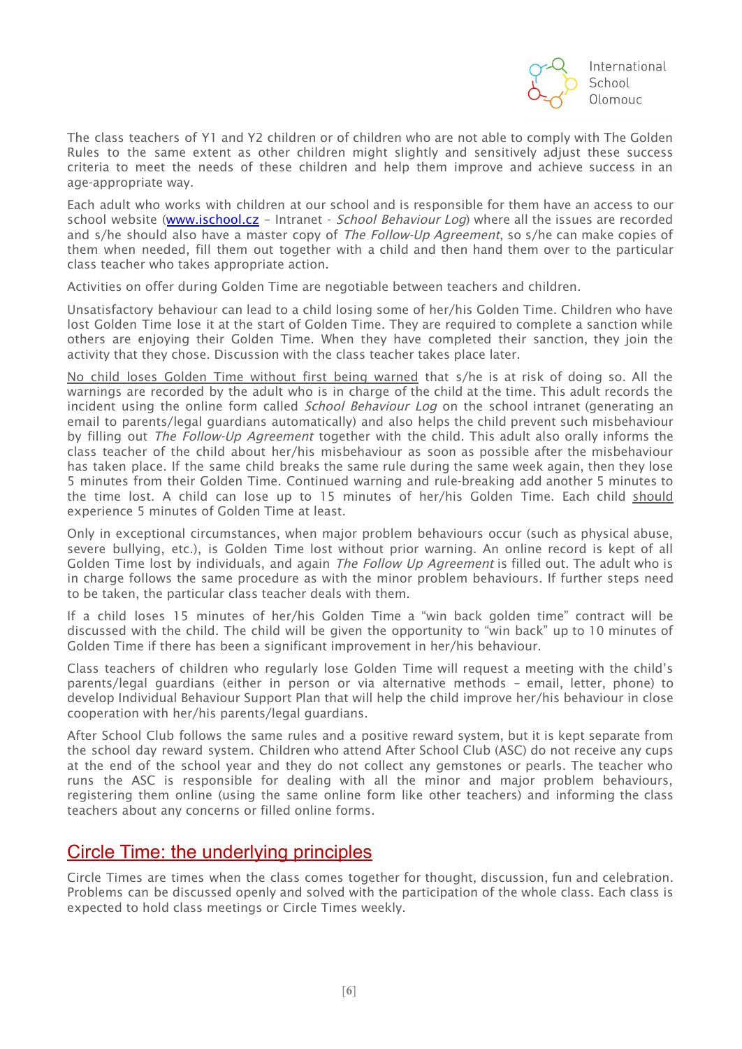The class teachers of Y1 and Y2 children or of children who are not able to comply with The Golden Rules to the same extent as other children might slightly and sensitively adjust these success criteria to meet the needs of these children and help them improve and achieve success in an age-appropriate way.

Each adult who works with children at our school and is responsible for them have an access to our school website ([www.ischool.cz](http://www.ischool.cz) – Intranet - *School Behaviour Log*) where all the issues are recorded and s/he should also have a master copy of *The Follow-Up Agreement*, so s/he can make copies of them when needed, fill them out together with a child and then hand them over to the particular class teacher who takes appropriate action.

Activities on offer during Golden Time are negotiable between teachers and children.

Unsatisfactory behaviour can lead to a child losing some of her/his Golden Time. Children who have lost Golden Time lose it at the start of Golden Time. They are required to complete a sanction while others are enjoying their Golden Time. When they have completed their sanction, they join the activity that they chose. Discussion with the class teacher takes place later.

<u>No child loses Golden Time without first being warned</u> that s/he is at risk of doing so. All the warnings are recorded by the adult who is in charge of the child at the time. This adult records the incident using the online form called *School Behaviour Log* on the school intranet (generating an email to parents/legal guardians automatically) and also helps the child prevent such misbehaviour by filling out *The Follow-Up Agreement* together with the child. This adult also orally informs the class teacher of the child about her/his misbehaviour as soon as possible after the misbehaviour has taken place. If the same child breaks the same rule during the same week again, then they lose 5 minutes from their Golden Time. Continued warning and rule-breaking add another 5 minutes to the time lost. A child can lose up to 15 minutes of her/his Golden Time. Each child <u>should</u> experience 5 minutes of Golden Time at least.

Only in exceptional circumstances, when major problem behaviours occur (such as physical abuse, severe bullying, etc.), is Golden Time lost without prior warning. An online record is kept of all Golden Time lost by individuals, and again *The Follow Up Agreement* is filled out. The adult who is in charge follows the same procedure as with the minor problem behaviours. If further steps need to be taken, the particular class teacher deals with them.

If a child loses 15 minutes of her/his Golden Time a "win back golden time" contract will be discussed with the child. The child will be given the opportunity to "win back" up to 10 minutes of Golden Time if there has been a significant improvement in her/his behaviour.

Class teachers of children who regularly lose Golden Time will request a meeting with the child's parents/legal guardians (either in person or via alternative methods – email, letter, phone) to develop Individual Behaviour Support Plan that will help the child improve her/his behaviour in close cooperation with her/his parents/legal guardians.

After School Club follows the same rules and a positive reward system, but it is kept separate from the school day reward system. Children who attend After School Club (ASC) do not receive any cups at the end of the school year and they do not collect any gemstones or pearls. The teacher who runs the ASC is responsible for dealing with all the minor and major problem behaviours, registering them online (using the same online form like other teachers) and informing the class teachers about any concerns or filled online forms.

## Circle Time: the underlying principles

Circle Times are times when the class comes together for thought, discussion, fun and celebration. Problems can be discussed openly and solved with the participation of the whole class. Each class is expected to hold class meetings or Circle Times weekly.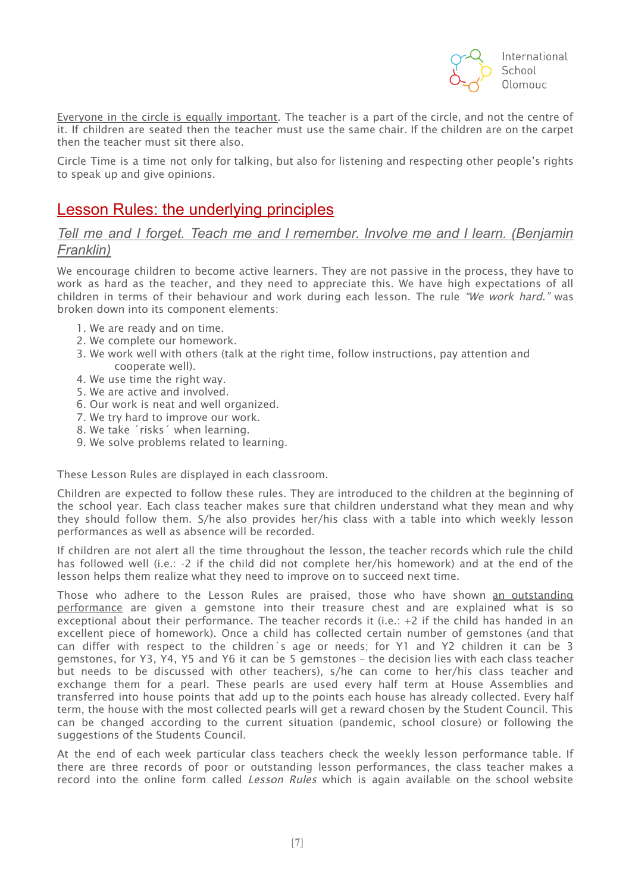Everyone in the circle is equally important. The teacher is a part of the circle, and not the centre of it. If children are seated then the teacher must use the same chair. If the children are on the carpet then the teacher must sit there also.

Circle Time is a time not only for talking, but also for listening and respecting other people's rights to speak up and give opinions.

## Lesson Rules: the underlying principles

### *Tell me and I forget. Teach me and I remember. Involve me and I learn. (Benjamin Franklin)*

We encourage children to become active learners. They are not passive in the process, they have to work as hard as the teacher, and they need to appreciate this. We have high expectations of all children in terms of their behaviour and work during each lesson. The rule *"We work hard."* was broken down into its component elements:

1. We are ready and on time.
2. We complete our homework.
3. We work well with others (talk at the right time, follow instructions, pay attention and cooperate well).
4. We use time the right way.
5. We are active and involved.
6. Our work is neat and well organized.
7. We try hard to improve our work.
8. We take ´risks´ when learning.
9. We solve problems related to learning.

These Lesson Rules are displayed in each classroom.

Children are expected to follow these rules. They are introduced to the children at the beginning of the school year. Each class teacher makes sure that children understand what they mean and why they should follow them. S/he also provides her/his class with a table into which weekly lesson performances as well as absence will be recorded.

If children are not alert all the time throughout the lesson, the teacher records which rule the child has followed well (i.e.: -2 if the child did not complete her/his homework) and at the end of the lesson helps them realize what they need to improve on to succeed next time.

Those who adhere to the Lesson Rules are praised, those who have shown an outstanding performance are given a gemstone into their treasure chest and are explained what is so exceptional about their performance. The teacher records it (i.e.: +2 if the child has handed in an excellent piece of homework). Once a child has collected certain number of gemstones (and that can differ with respect to the children´s age or needs; for Y1 and Y2 children it can be 3 gemstones, for Y3, Y4, Y5 and Y6 it can be 5 gemstones – the decision lies with each class teacher but needs to be discussed with other teachers), s/he can come to her/his class teacher and exchange them for a pearl. These pearls are used every half term at House Assemblies and transferred into house points that add up to the points each house has already collected. Every half term, the house with the most collected pearls will get a reward chosen by the Student Council. This can be changed according to the current situation (pandemic, school closure) or following the suggestions of the Students Council.

At the end of each week particular class teachers check the weekly lesson performance table. If there are three records of poor or outstanding lesson performances, the class teacher makes a record into the online form called *Lesson Rules* which is again available on the school website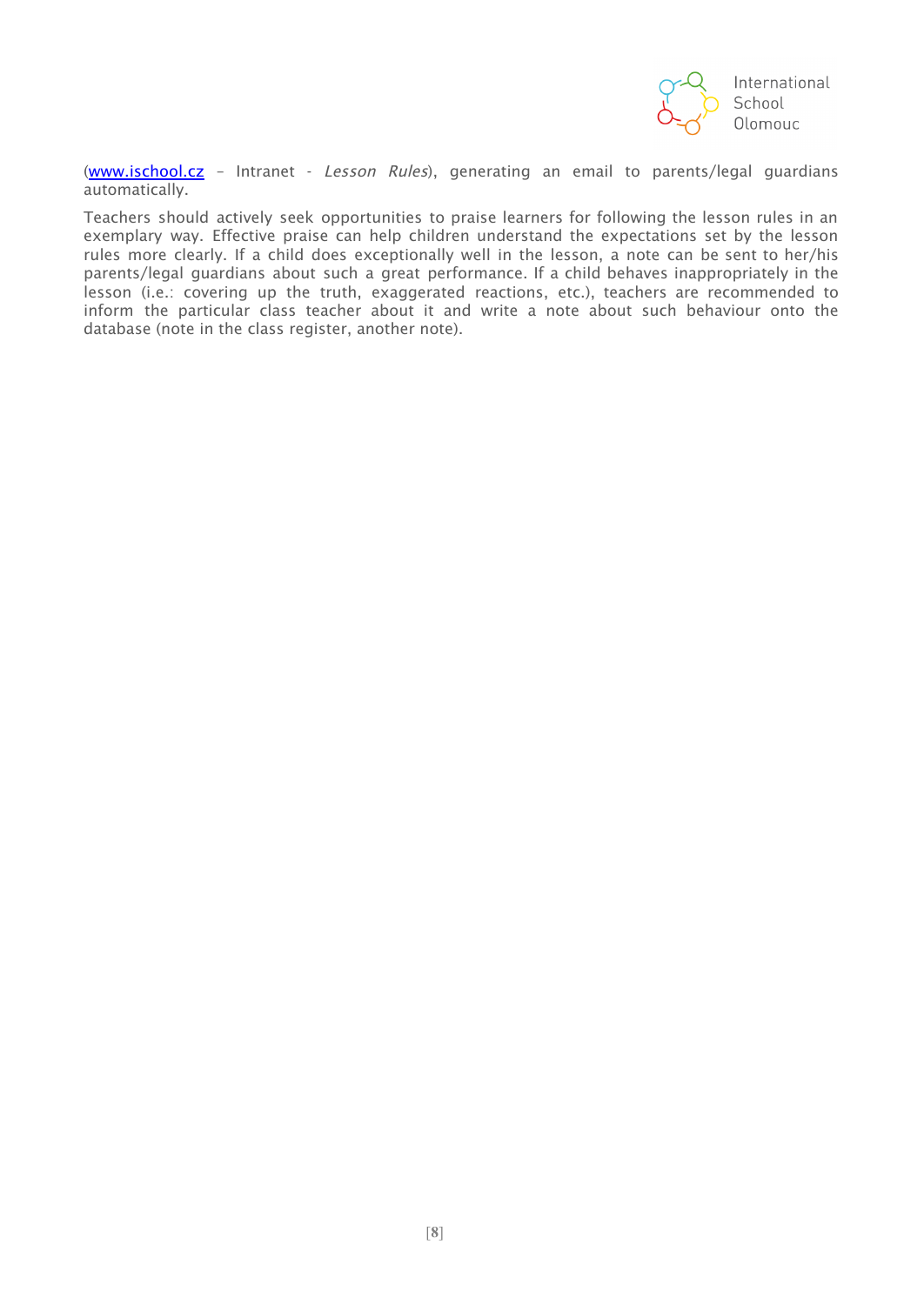(www.ischool.cz – Intranet - *Lesson Rules*), generating an email to parents/legal guardians automatically.

Teachers should actively seek opportunities to praise learners for following the lesson rules in an exemplary way. Effective praise can help children understand the expectations set by the lesson rules more clearly. If a child does exceptionally well in the lesson, a note can be sent to her/his parents/legal guardians about such a great performance. If a child behaves inappropriately in the lesson (i.e.: covering up the truth, exaggerated reactions, etc.), teachers are recommended to inform the particular class teacher about it and write a note about such behaviour onto the database (note in the class register, another note).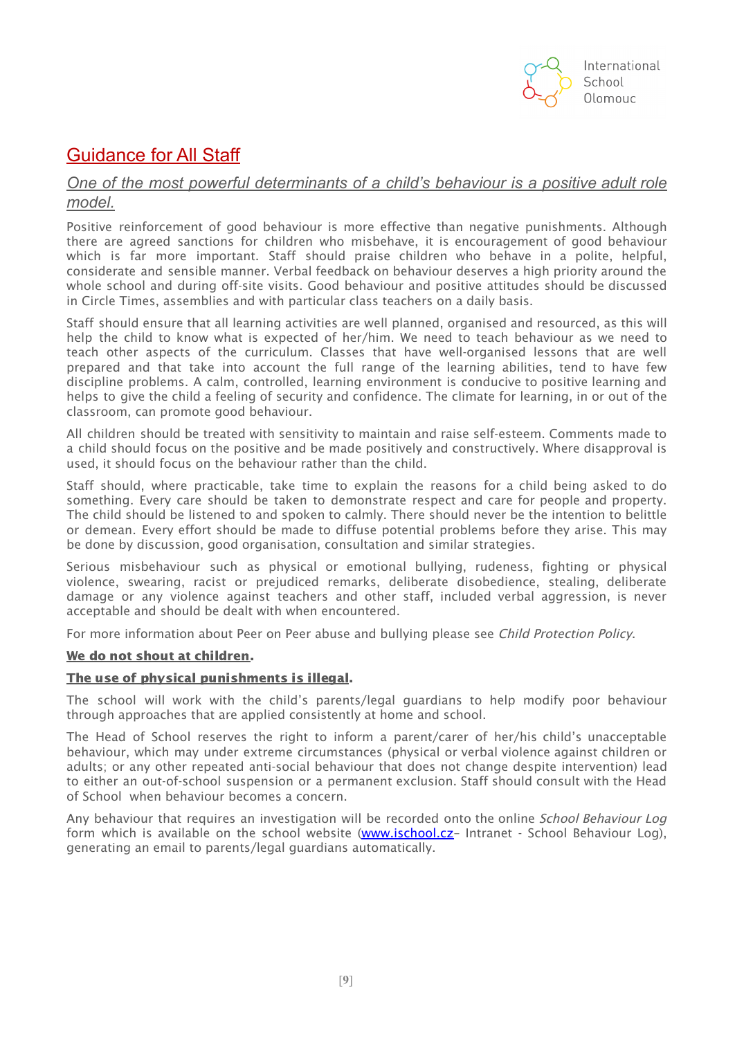## Guidance for All Staff

### *One of the most powerful determinants of a child's behaviour is a positive adult role model.*

Positive reinforcement of good behaviour is more effective than negative punishments. Although there are agreed sanctions for children who misbehave, it is encouragement of good behaviour which is far more important. Staff should praise children who behave in a polite, helpful, considerate and sensible manner. Verbal feedback on behaviour deserves a high priority around the whole school and during off-site visits. Good behaviour and positive attitudes should be discussed in Circle Times, assemblies and with particular class teachers on a daily basis.

Staff should ensure that all learning activities are well planned, organised and resourced, as this will help the child to know what is expected of her/him. We need to teach behaviour as we need to teach other aspects of the curriculum. Classes that have well-organised lessons that are well prepared and that take into account the full range of the learning abilities, tend to have few discipline problems. A calm, controlled, learning environment is conducive to positive learning and helps to give the child a feeling of security and confidence. The climate for learning, in or out of the classroom, can promote good behaviour.

All children should be treated with sensitivity to maintain and raise self-esteem. Comments made to a child should focus on the positive and be made positively and constructively. Where disapproval is used, it should focus on the behaviour rather than the child.

Staff should, where practicable, take time to explain the reasons for a child being asked to do something. Every care should be taken to demonstrate respect and care for people and property. The child should be listened to and spoken to calmly. There should never be the intention to belittle or demean. Every effort should be made to diffuse potential problems before they arise. This may be done by discussion, good organisation, consultation and similar strategies.

Serious misbehaviour such as physical or emotional bullying, rudeness, fighting or physical violence, swearing, racist or prejudiced remarks, deliberate disobedience, stealing, deliberate damage or any violence against teachers and other staff, included verbal aggression, is never acceptable and should be dealt with when encountered.

For more information about Peer on Peer abuse and bullying please see *Child Protection Policy*.

**We do not shout at children.**

**The use of physical punishments is illegal.**

The school will work with the child's parents/legal guardians to help modify poor behaviour through approaches that are applied consistently at home and school.

The Head of School reserves the right to inform a parent/carer of her/his child's unacceptable behaviour, which may under extreme circumstances (physical or verbal violence against children or adults; or any other repeated anti-social behaviour that does not change despite intervention) lead to either an out-of-school suspension or a permanent exclusion. Staff should consult with the Head of School when behaviour becomes a concern.

Any behaviour that requires an investigation will be recorded onto the online *School Behaviour Log* form which is available on the school website (www.ischool.cz– Intranet - School Behaviour Log), generating an email to parents/legal guardians automatically.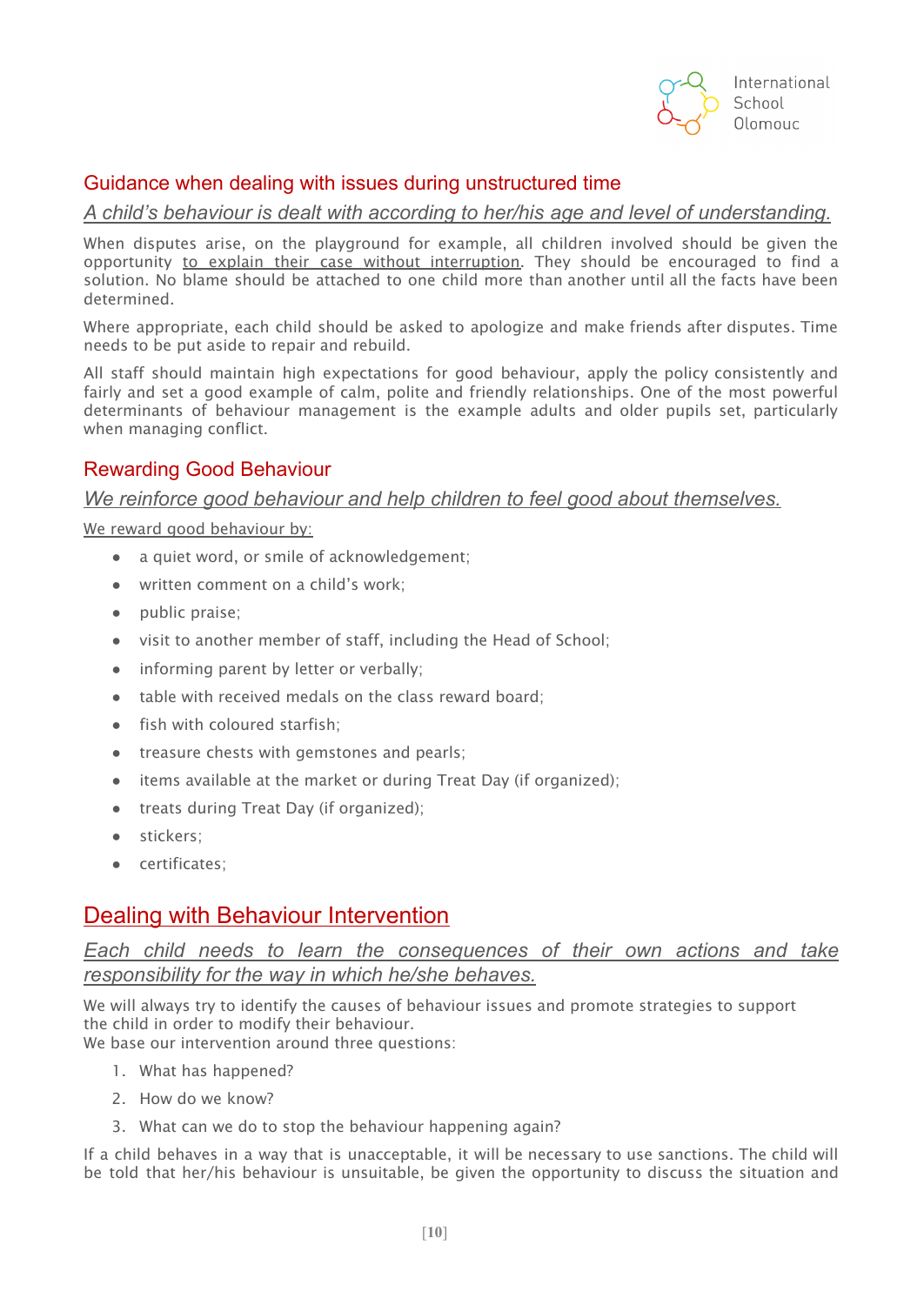## Guidance when dealing with issues during unstructured time

*A child's behaviour is dealt with according to her/his age and level of understanding.*

When disputes arise, on the playground for example, all children involved should be given the opportunity to explain their case without interruption. They should be encouraged to find a solution. No blame should be attached to one child more than another until all the facts have been determined.

Where appropriate, each child should be asked to apologize and make friends after disputes. Time needs to be put aside to repair and rebuild.

All staff should maintain high expectations for good behaviour, apply the policy consistently and fairly and set a good example of calm, polite and friendly relationships. One of the most powerful determinants of behaviour management is the example adults and older pupils set, particularly when managing conflict.

## Rewarding Good Behaviour

*We reinforce good behaviour and help children to feel good about themselves.*

We reward good behaviour by:

- a quiet word, or smile of acknowledgement;
- written comment on a child's work;
- public praise;
- visit to another member of staff, including the Head of School;
- informing parent by letter or verbally;
- table with received medals on the class reward board;
- fish with coloured starfish;
- treasure chests with gemstones and pearls;
- items available at the market or during Treat Day (if organized);
- treats during Treat Day (if organized);
- stickers;
- certificates;

# Dealing with Behaviour Intervention

*Each child needs to learn the consequences of their own actions and take responsibility for the way in which he/she behaves.*

We will always try to identify the causes of behaviour issues and promote strategies to support the child in order to modify their behaviour.
We base our intervention around three questions:

1. What has happened?
2. How do we know?
3. What can we do to stop the behaviour happening again?

If a child behaves in a way that is unacceptable, it will be necessary to use sanctions. The child will be told that her/his behaviour is unsuitable, be given the opportunity to discuss the situation and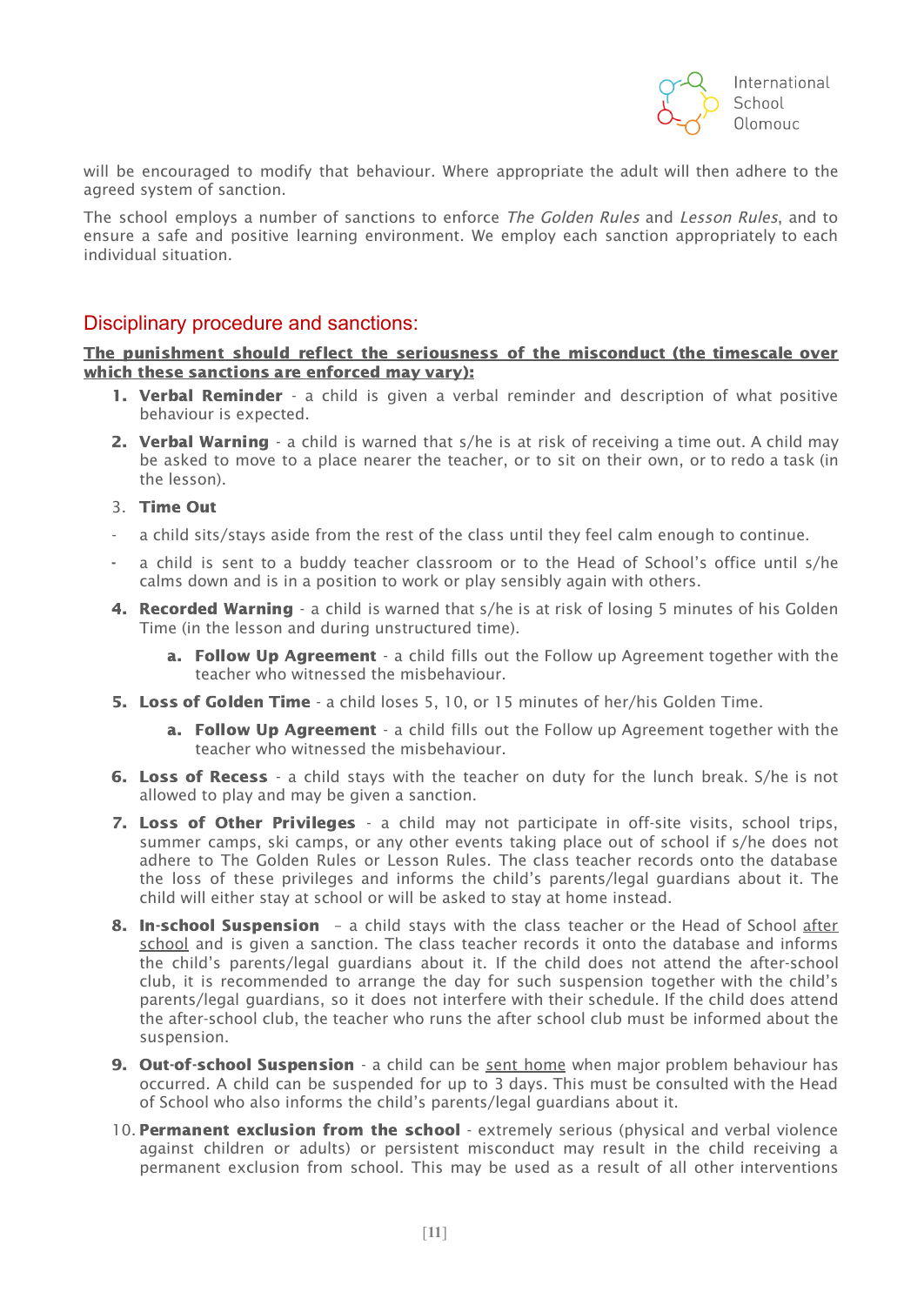will be encouraged to modify that behaviour. Where appropriate the adult will then adhere to the agreed system of sanction.

The school employs a number of sanctions to enforce *The Golden Rules* and *Lesson Rules*, and to ensure a safe and positive learning environment. We employ each sanction appropriately to each individual situation.

## Disciplinary procedure and sanctions:

**The punishment should reflect the seriousness of the misconduct (the timescale over which these sanctions are enforced may vary):**

1. **Verbal Reminder** - a child is given a verbal reminder and description of what positive behaviour is expected.
2. **Verbal Warning** - a child is warned that s/he is at risk of receiving a time out. A child may be asked to move to a place nearer the teacher, or to sit on their own, or to redo a task (in the lesson).
3. **Time Out**
   - a child sits/stays aside from the rest of the class until they feel calm enough to continue.
   - a child is sent to a buddy teacher classroom or to the Head of School's office until s/he calms down and is in a position to work or play sensibly again with others.
4. **Recorded Warning** - a child is warned that s/he is at risk of losing 5 minutes of his Golden Time (in the lesson and during unstructured time).
   a. **Follow Up Agreement** - a child fills out the Follow up Agreement together with the teacher who witnessed the misbehaviour.
5. **Loss of Golden Time** - a child loses 5, 10, or 15 minutes of her/his Golden Time.
   a. **Follow Up Agreement** - a child fills out the Follow up Agreement together with the teacher who witnessed the misbehaviour.
6. **Loss of Recess** - a child stays with the teacher on duty for the lunch break. S/he is not allowed to play and may be given a sanction.
7. **Loss of Other Privileges** - a child may not participate in off-site visits, school trips, summer camps, ski camps, or any other events taking place out of school if s/he does not adhere to The Golden Rules or Lesson Rules. The class teacher records onto the database the loss of these privileges and informs the child's parents/legal guardians about it. The child will either stay at school or will be asked to stay at home instead.
8. **In-school Suspension** – a child stays with the class teacher or the Head of School after school and is given a sanction. The class teacher records it onto the database and informs the child's parents/legal guardians about it. If the child does not attend the after-school club, it is recommended to arrange the day for such suspension together with the child's parents/legal guardians, so it does not interfere with their schedule. If the child does attend the after-school club, the teacher who runs the after school club must be informed about the suspension.
9. **Out-of-school Suspension** - a child can be sent home when major problem behaviour has occurred. A child can be suspended for up to 3 days. This must be consulted with the Head of School who also informs the child's parents/legal guardians about it.
10. **Permanent exclusion from the school** - extremely serious (physical and verbal violence against children or adults) or persistent misconduct may result in the child receiving a permanent exclusion from school. This may be used as a result of all other interventions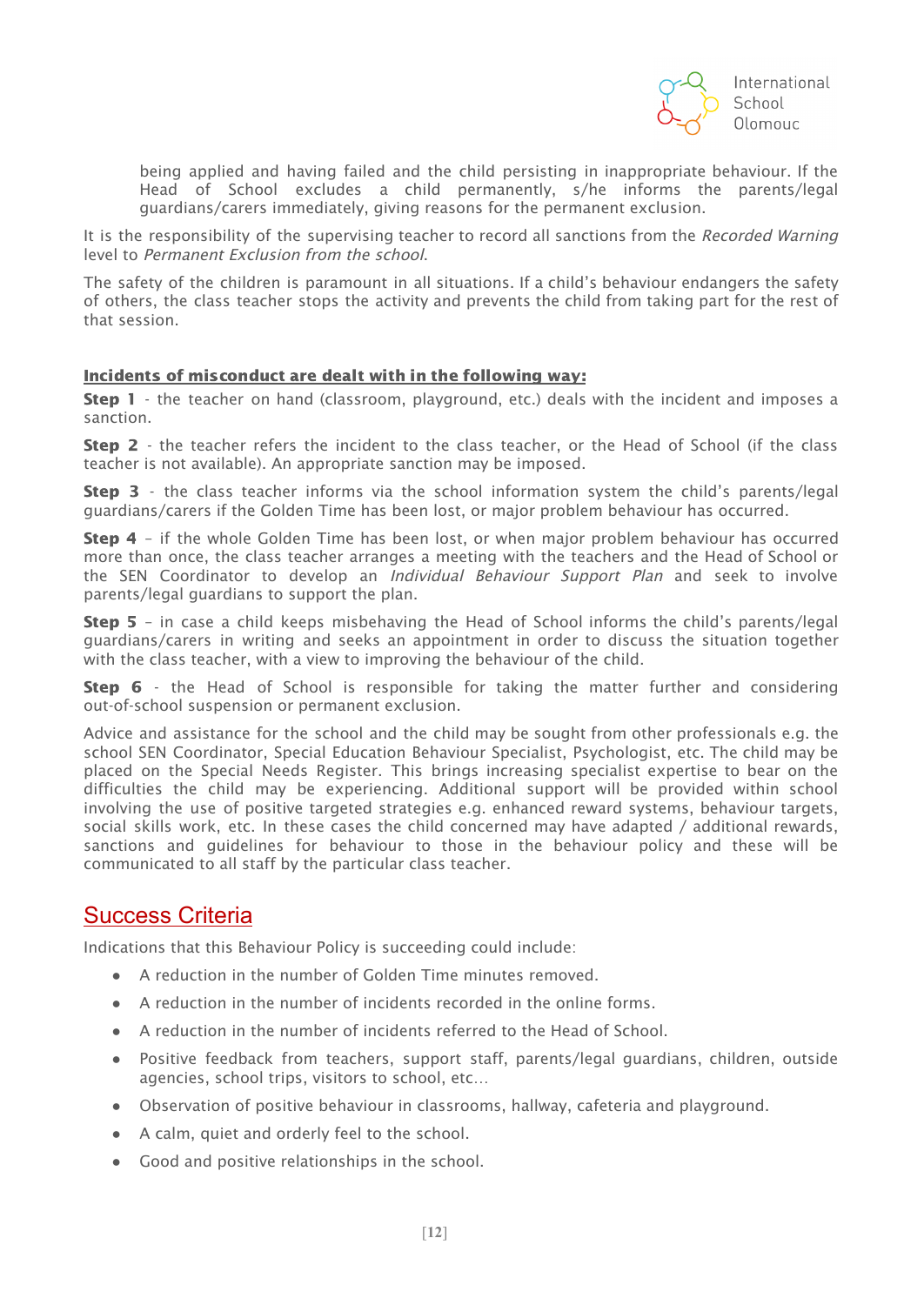being applied and having failed and the child persisting in inappropriate behaviour. If the Head of School excludes a child permanently, s/he informs the parents/legal guardians/carers immediately, giving reasons for the permanent exclusion.

It is the responsibility of the supervising teacher to record all sanctions from the *Recorded Warning* level to *Permanent Exclusion from the school*.

The safety of the children is paramount in all situations. If a child's behaviour endangers the safety of others, the class teacher stops the activity and prevents the child from taking part for the rest of that session.

**Incidents of misconduct are dealt with in the following way:**

**Step 1** - the teacher on hand (classroom, playground, etc.) deals with the incident and imposes a sanction.

**Step 2** - the teacher refers the incident to the class teacher, or the Head of School (if the class teacher is not available). An appropriate sanction may be imposed.

**Step 3** - the class teacher informs via the school information system the child's parents/legal guardians/carers if the Golden Time has been lost, or major problem behaviour has occurred.

**Step 4** – if the whole Golden Time has been lost, or when major problem behaviour has occurred more than once, the class teacher arranges a meeting with the teachers and the Head of School or the SEN Coordinator to develop an *Individual Behaviour Support Plan* and seek to involve parents/legal guardians to support the plan.

**Step 5** – in case a child keeps misbehaving the Head of School informs the child's parents/legal guardians/carers in writing and seeks an appointment in order to discuss the situation together with the class teacher, with a view to improving the behaviour of the child.

**Step 6** - the Head of School is responsible for taking the matter further and considering out-of-school suspension or permanent exclusion.

Advice and assistance for the school and the child may be sought from other professionals e.g. the school SEN Coordinator, Special Education Behaviour Specialist, Psychologist, etc. The child may be placed on the Special Needs Register. This brings increasing specialist expertise to bear on the difficulties the child may be experiencing. Additional support will be provided within school involving the use of positive targeted strategies e.g. enhanced reward systems, behaviour targets, social skills work, etc. In these cases the child concerned may have adapted / additional rewards, sanctions and guidelines for behaviour to those in the behaviour policy and these will be communicated to all staff by the particular class teacher.

## Success Criteria

Indications that this Behaviour Policy is succeeding could include:

- A reduction in the number of Golden Time minutes removed.
- A reduction in the number of incidents recorded in the online forms.
- A reduction in the number of incidents referred to the Head of School.
- Positive feedback from teachers, support staff, parents/legal guardians, children, outside agencies, school trips, visitors to school, etc...
- Observation of positive behaviour in classrooms, hallway, cafeteria and playground.
- A calm, quiet and orderly feel to the school.
- Good and positive relationships in the school.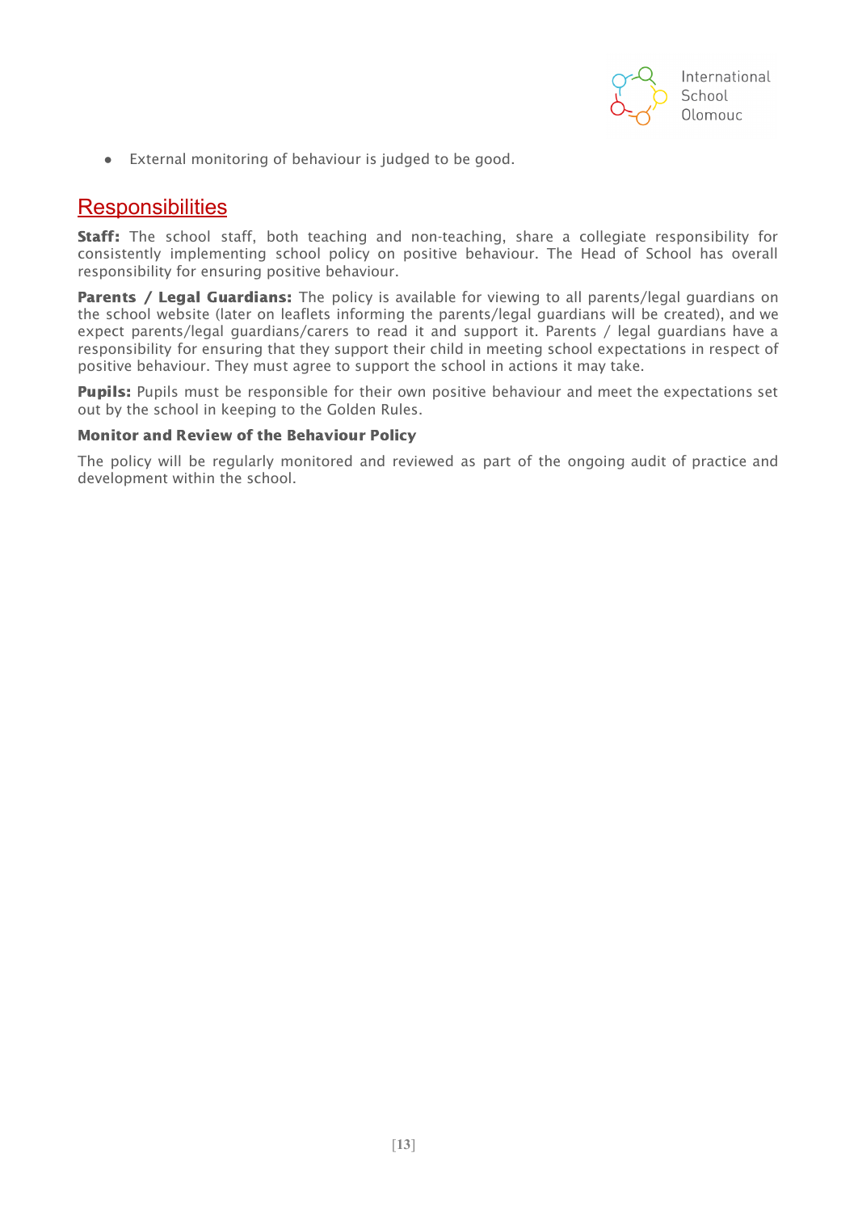- External monitoring of behaviour is judged to be good.

## Responsibilities

**Staff:** The school staff, both teaching and non-teaching, share a collegiate responsibility for consistently implementing school policy on positive behaviour. The Head of School has overall responsibility for ensuring positive behaviour.

**Parents / Legal Guardians:** The policy is available for viewing to all parents/legal guardians on the school website (later on leaflets informing the parents/legal guardians will be created), and we expect parents/legal guardians/carers to read it and support it. Parents / legal guardians have a responsibility for ensuring that they support their child in meeting school expectations in respect of positive behaviour. They must agree to support the school in actions it may take.

**Pupils:** Pupils must be responsible for their own positive behaviour and meet the expectations set out by the school in keeping to the Golden Rules.

**Monitor and Review of the Behaviour Policy**

The policy will be regularly monitored and reviewed as part of the ongoing audit of practice and development within the school.